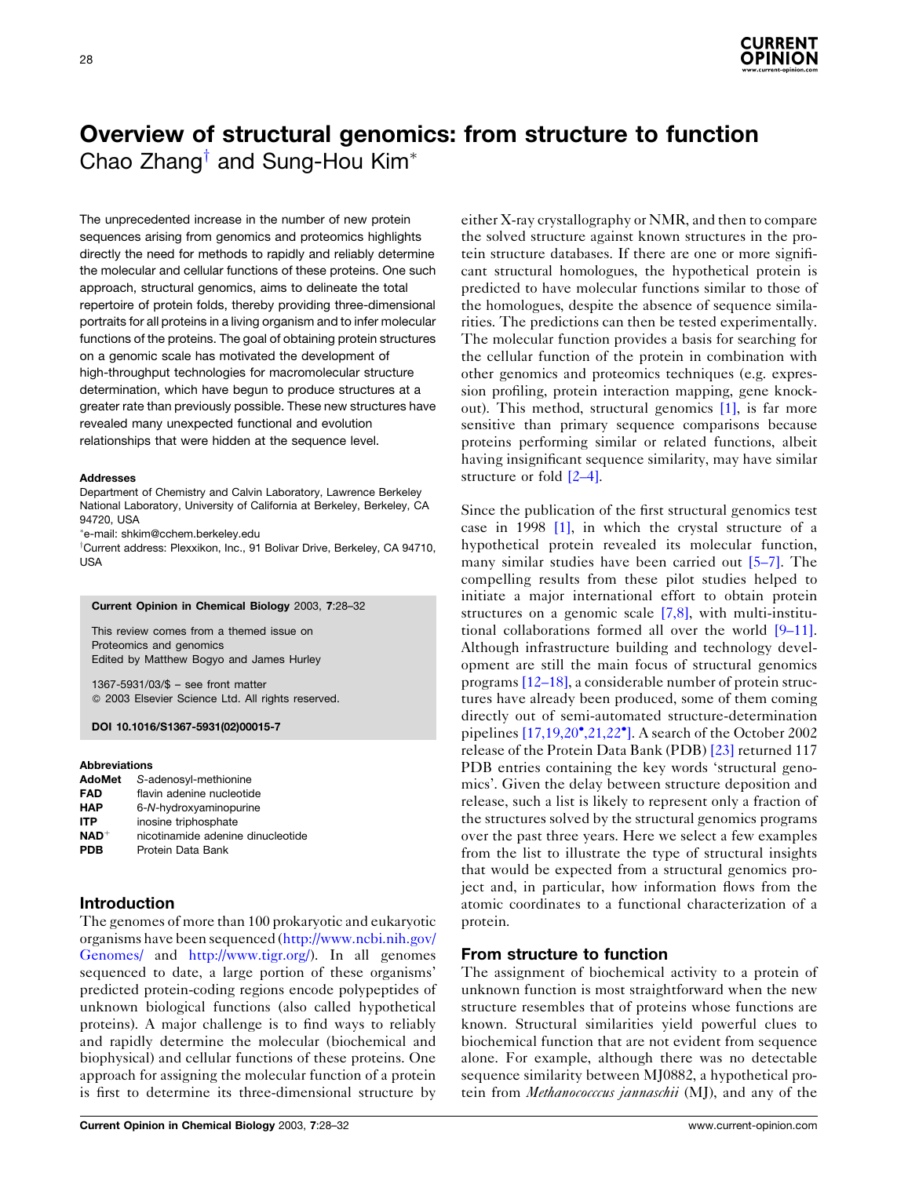# Overview of structural genomics: from structure to function

Chao Zhang[†] and Sung-Hou Kim[*]

The unprecedented increase in the number of new protein sequences arising from genomics and proteomics highlights directly the need for methods to rapidly and reliably determine the molecular and cellular functions of these proteins. One such approach, structural genomics, aims to delineate the total repertoire of protein folds, thereby providing three-dimensional portraits for all proteins in a living organism and to infer molecular functions of the proteins. The goal of obtaining protein structures on a genomic scale has motivated the development of high-throughput technologies for macromolecular structure determination, which have begun to produce structures at a greater rate than previously possible. These new structures have revealed many unexpected functional and evolution relationships that were hidden at the sequence level.

**Addresses**

Department of Chemistry and Calvin Laboratory, Lawrence Berkeley National Laboratory, University of California at Berkeley, Berkeley, CA 94720, USA

[*]e-mail: shkim@cchem.berkeley.edu

[†]Current address: Plexxikon, Inc., 91 Bolivar Drive, Berkeley, CA 94710, USA

**Current Opinion in Chemical Biology** 2003, **7**:28–32

This review comes from a themed issue on Proteomics and genomics
Edited by Matthew Bogyo and James Hurley

1367-5931/03/$ – see front matter
© 2003 Elsevier Science Ltd. All rights reserved.

**DOI 10.1016/S1367-5931(02)00015-7**

**Abbreviations**

| | |
|---|---|
| **AdoMet** | *S*-adenosyl-methionine |
| **FAD** | flavin adenine nucleotide |
| **HAP** | 6-*N*-hydroxyaminopurine |
| **ITP** | inosine triphosphate |
| **NAD$^+$** | nicotinamide adenine dinucleotide |
| **PDB** | Protein Data Bank |

## Introduction

The genomes of more than 100 prokaryotic and eukaryotic organisms have been sequenced (http://www.ncbi.nih.gov/Genomes/ and http://www.tigr.org/). In all genomes sequenced to date, a large portion of these organisms' predicted protein-coding regions encode polypeptides of unknown biological functions (also called hypothetical proteins). A major challenge is to find ways to reliably and rapidly determine the molecular (biochemical and biophysical) and cellular functions of these proteins. One approach for assigning the molecular function of a protein is first to determine its three-dimensional structure by either X-ray crystallography or NMR, and then to compare the solved structure against known structures in the protein structure databases. If there are one or more significant structural homologues, the hypothetical protein is predicted to have molecular functions similar to those of the homologues, despite the absence of sequence similarities. The predictions can then be tested experimentally. The molecular function provides a basis for searching for the cellular function of the protein in combination with other genomics and proteomics techniques (e.g. expression profiling, protein interaction mapping, gene knockout). This method, structural genomics [1], is far more sensitive than primary sequence comparisons because proteins performing similar or related functions, albeit having insignificant sequence similarity, may have similar structure or fold [2–4].

Since the publication of the first structural genomics test case in 1998 [1], in which the crystal structure of a hypothetical protein revealed its molecular function, many similar studies have been carried out [5–7]. The compelling results from these pilot studies helped to initiate a major international effort to obtain protein structures on a genomic scale [7,8], with multi-institutional collaborations formed all over the world [9–11]. Although infrastructure building and technology development are still the main focus of structural genomics programs [12–18], a considerable number of protein structures have already been produced, some of them coming directly out of semi-automated structure-determination pipelines [17,19,20•,21,22•]. A search of the October 2002 release of the Protein Data Bank (PDB) [23] returned 117 PDB entries containing the key words 'structural genomics'. Given the delay between structure deposition and release, such a list is likely to represent only a fraction of the structures solved by the structural genomics programs over the past three years. Here we select a few examples from the list to illustrate the type of structural insights that would be expected from a structural genomics project and, in particular, how information flows from the atomic coordinates to a functional characterization of a protein.

## From structure to function

The assignment of biochemical activity to a protein of unknown function is most straightforward when the new structure resembles that of proteins whose functions are known. Structural similarities yield powerful clues to biochemical function that are not evident from sequence alone. For example, although there was no detectable sequence similarity between MJ0882, a hypothetical protein from *Methanococcus jannaschii* (MJ), and any of the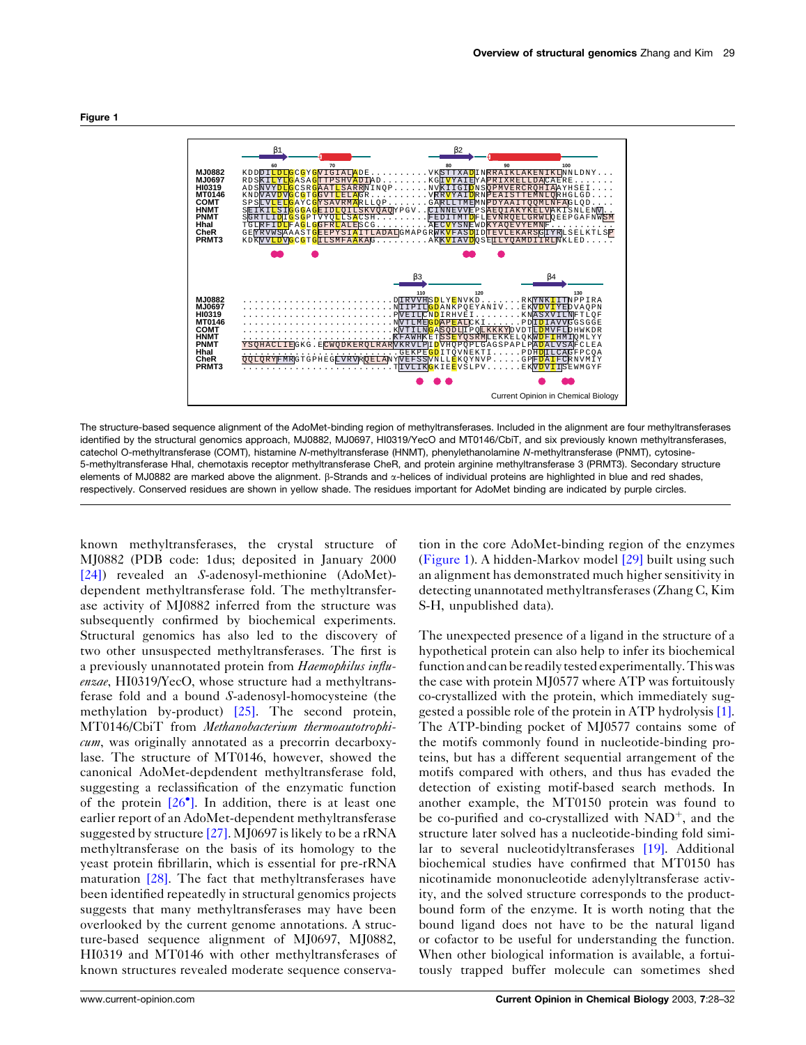**Figure 1**

The structure-based sequence alignment of the AdoMet-binding region of methyltransferases. Included in the alignment are four methyltransferases identified by the structural genomics approach, MJ0882, MJ0697, HI0319/YecO and MT0146/CbiT, and six previously known methyltransferases, catechol O-methyltransferase (COMT), histamine N-methyltransferase (HNMT), phenylethanolamine N-methyltransferase (PNMT), cytosine-5-methyltransferase HhaI, chemotaxis receptor methyltransferase CheR, and protein arginine methyltransferase 3 (PRMT3). Secondary structure elements of MJ0882 are marked above the alignment. β-Strands and α-helices of individual proteins are highlighted in blue and red shades, respectively. Conserved residues are shown in yellow shade. The residues important for AdoMet binding are indicated by purple circles.

known methyltransferases, the crystal structure of MJ0882 (PDB code: 1dus; deposited in January 2000 [24]) revealed an *S*-adenosyl-methionine (AdoMet)-dependent methyltransferase fold. The methyltransferase activity of MJ0882 inferred from the structure was subsequently confirmed by biochemical experiments. Structural genomics has also led to the discovery of two other unsuspected methyltransferases. The first is a previously unannotated protein from *Haemophilus influenzae*, HI0319/YecO, whose structure had a methyltransferase fold and a bound *S*-adenosyl-homocysteine (the methylation by-product) [25]. The second protein, MT0146/CbiT from *Methanobacterium thermoautotrophicum*, was originally annotated as a precorrin decarboxylase. The structure of MT0146, however, showed the canonical AdoMet-depdendent methyltransferase fold, suggesting a reclassification of the enzymatic function of the protein [26•]. In addition, there is at least one earlier report of an AdoMet-dependent methyltransferase suggested by structure [27]. MJ0697 is likely to be a rRNA methyltransferase on the basis of its homology to the yeast protein fibrillarin, which is essential for pre-rRNA maturation [28]. The fact that methyltransferases have been identified repeatedly in structural genomics projects suggests that many methyltransferases may have been overlooked by the current genome annotations. A structure-based sequence alignment of MJ0697, MJ0882, HI0319 and MT0146 with other methyltransferases of known structures revealed moderate sequence conservation in the core AdoMet-binding region of the enzymes (Figure 1). A hidden-Markov model [29] built using such an alignment has demonstrated much higher sensitivity in detecting unannotated methyltransferases (Zhang C, Kim S-H, unpublished data).

The unexpected presence of a ligand in the structure of a hypothetical protein can also help to infer its biochemical function and can be readily tested experimentally. This was the case with protein MJ0577 where ATP was fortuitously co-crystallized with the protein, which immediately suggested a possible role of the protein in ATP hydrolysis [1]. The ATP-binding pocket of MJ0577 contains some of the motifs commonly found in nucleotide-binding proteins, but has a different sequential arrangement of the motifs compared with others, and thus has evaded the detection of existing motif-based search methods. In another example, the MT0150 protein was found to be co-purified and co-crystallized with $NAD^+$, and the structure later solved has a nucleotide-binding fold similar to several nucleotidyltransferases [19]. Additional biochemical studies have confirmed that MT0150 has nicotinamide mononucleotide adenylyltransferase activity, and the solved structure corresponds to the product-bound form of the enzyme. It is worth noting that the bound ligand does not have to be the natural ligand or cofactor to be useful for understanding the function. When other biological information is available, a fortuitously trapped buffer molecule can sometimes shed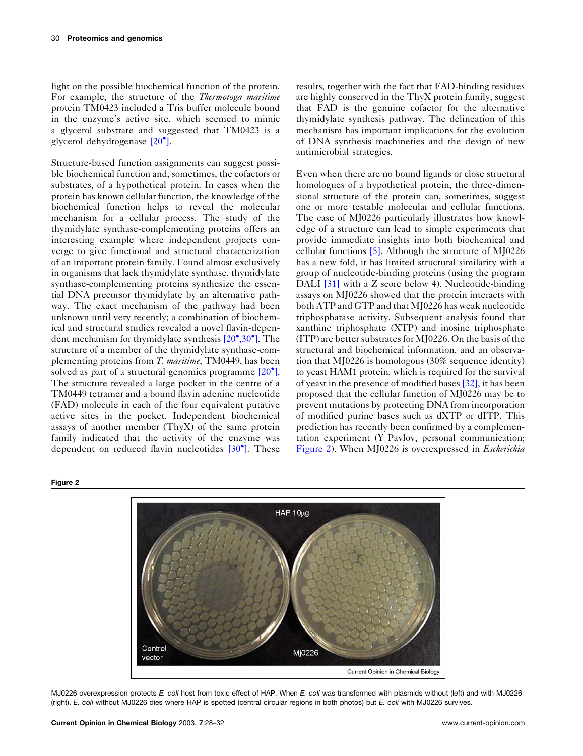light on the possible biochemical function of the protein. For example, the structure of the *Thermotoga maritime* protein TM0423 included a Tris buffer molecule bound in the enzyme's active site, which seemed to mimic a glycerol substrate and suggested that TM0423 is a glycerol dehydrogenase [20•].

Structure-based function assignments can suggest possible biochemical function and, sometimes, the cofactors or substrates, of a hypothetical protein. In cases when the protein has known cellular function, the knowledge of the biochemical function helps to reveal the molecular mechanism for a cellular process. The study of the thymidylate synthase-complementing proteins offers an interesting example where independent projects converge to give functional and structural characterization of an important protein family. Found almost exclusively in organisms that lack thymidylate synthase, thymidylate synthase-complementing proteins synthesize the essential DNA precursor thymidylate by an alternative pathway. The exact mechanism of the pathway had been unknown until very recently; a combination of biochemical and structural studies revealed a novel flavin-dependent mechanism for thymidylate synthesis [20•,30•]. The structure of a member of the thymidylate synthase-complementing proteins from *T. maritime*, TM0449, has been solved as part of a structural genomics programme [20•]. The structure revealed a large pocket in the centre of a TM0449 tetramer and a bound flavin adenine nucleotide (FAD) molecule in each of the four equivalent putative active sites in the pocket. Independent biochemical assays of another member (ThyX) of the same protein family indicated that the activity of the enzyme was dependent on reduced flavin nucleotides [30•]. These results, together with the fact that FAD-binding residues are highly conserved in the ThyX protein family, suggest that FAD is the genuine cofactor for the alternative thymidylate synthesis pathway. The delineation of this mechanism has important implications for the evolution of DNA synthesis machineries and the design of new antimicrobial strategies.

Even when there are no bound ligands or close structural homologues of a hypothetical protein, the three-dimensional structure of the protein can, sometimes, suggest one or more testable molecular and cellular functions. The case of MJ0226 particularly illustrates how knowledge of a structure can lead to simple experiments that provide immediate insights into both biochemical and cellular functions [5]. Although the structure of MJ0226 has a new fold, it has limited structural similarity with a group of nucleotide-binding proteins (using the program DALI [31] with a Z score below 4). Nucleotide-binding assays on MJ0226 showed that the protein interacts with both ATP and GTP and that MJ0226 has weak nucleotide triphosphatase activity. Subsequent analysis found that xanthine triphosphate (XTP) and inosine triphosphate (ITP) are better substrates for MJ0226. On the basis of the structural and biochemical information, and an observation that MJ0226 is homologous (30% sequence identity) to yeast HAM1 protein, which is required for the survival of yeast in the presence of modified bases [32], it has been proposed that the cellular function of MJ0226 may be to prevent mutations by protecting DNA from incorporation of modified purine bases such as dXTP or dITP. This prediction has recently been confirmed by a complementation experiment (Y Pavlov, personal communication; Figure 2). When MJ0226 is overexpressed in *Escherichia*

**Figure 2**

MJ0226 overexpression protects *E. coli* host from toxic effect of HAP. When *E. coli* was transformed with plasmids without (left) and with MJ0226 (right), *E. coli* without MJ0226 dies where HAP is spotted (central circular regions in both photos) but *E. coli* with MJ0226 survives.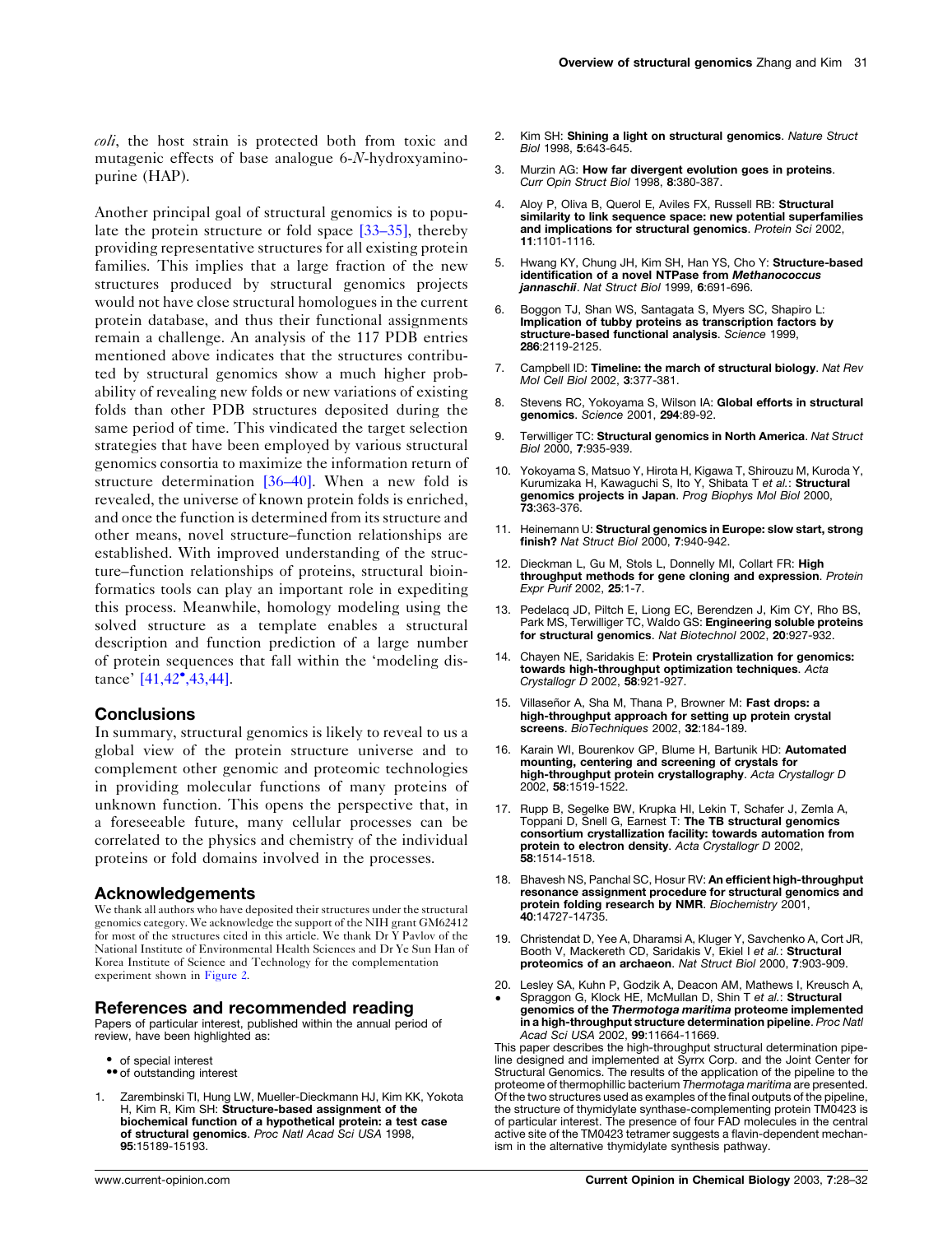*coli*, the host strain is protected both from toxic and mutagenic effects of base analogue 6-*N*-hydroxyaminopurine (HAP).

Another principal goal of structural genomics is to populate the protein structure or fold space [33–35], thereby providing representative structures for all existing protein families. This implies that a large fraction of the new structures produced by structural genomics projects would not have close structural homologues in the current protein database, and thus their functional assignments remain a challenge. An analysis of the 117 PDB entries mentioned above indicates that the structures contributed by structural genomics show a much higher probability of revealing new folds or new variations of existing folds than other PDB structures deposited during the same period of time. This vindicated the target selection strategies that have been employed by various structural genomics consortia to maximize the information return of structure determination [36–40]. When a new fold is revealed, the universe of known protein folds is enriched, and once the function is determined from its structure and other means, novel structure–function relationships are established. With improved understanding of the structure–function relationships of proteins, structural bioinformatics tools can play an important role in expediting this process. Meanwhile, homology modeling using the solved structure as a template enables a structural description and function prediction of a large number of protein sequences that fall within the 'modeling distance' [41,42•,43,44].

## Conclusions

In summary, structural genomics is likely to reveal to us a global view of the protein structure universe and to complement other genomic and proteomic technologies in providing molecular functions of many proteins of unknown function. This opens the perspective that, in a foreseeable future, many cellular processes can be correlated to the physics and chemistry of the individual proteins or fold domains involved in the processes.

## Acknowledgements

We thank all authors who have deposited their structures under the structural genomics category. We acknowledge the support of the NIH grant GM62412 for most of the structures cited in this article. We thank Dr Y Pavlov of the National Institute of Environmental Health Sciences and Dr Ye Sun Han of Korea Institute of Science and Technology for the complementation experiment shown in Figure 2.

## References and recommended reading

Papers of particular interest, published within the annual period of review, have been highlighted as:

- • of special interest
- •• of outstanding interest

1. Zarembinski TI, Hung LW, Mueller-Dieckmann HJ, Kim KK, Yokota H, Kim R, Kim SH: **Structure-based assignment of the biochemical function of a hypothetical protein: a test case of structural genomics**. *Proc Natl Acad Sci USA* 1998, **95**:15189-15193.
2. Kim SH: **Shining a light on structural genomics**. *Nature Struct Biol* 1998, **5**:643-645.
3. Murzin AG: **How far divergent evolution goes in proteins**. *Curr Opin Struct Biol* 1998, **8**:380-387.
4. Aloy P, Oliva B, Querol E, Aviles FX, Russell RB: **Structural similarity to link sequence space: new potential superfamilies and implications for structural genomics**. *Protein Sci* 2002, **11**:1101-1116.
5. Hwang KY, Chung JH, Kim SH, Han YS, Cho Y: **Structure-based identification of a novel NTPase from *Methanococcus jannaschii***. *Nat Struct Biol* 1999, **6**:691-696.
6. Boggon TJ, Shan WS, Santagata S, Myers SC, Shapiro L: **Implication of tubby proteins as transcription factors by structure-based functional analysis**. *Science* 1999, **286**:2119-2125.
7. Campbell ID: **Timeline: the march of structural biology**. *Nat Rev Mol Cell Biol* 2002, **3**:377-381.
8. Stevens RC, Yokoyama S, Wilson IA: **Global efforts in structural genomics**. *Science* 2001, **294**:89-92.
9. Terwilliger TC: **Structural genomics in North America**. *Nat Struct Biol* 2000, **7**:935-939.
10. Yokoyama S, Matsuo Y, Hirota H, Kigawa T, Shirouzu M, Kuroda Y, Kurumizaka H, Kawaguchi S, Ito Y, Shibata T *et al.*: **Structural genomics projects in Japan**. *Prog Biophys Mol Biol* 2000, **73**:363-376.
11. Heinemann U: **Structural genomics in Europe: slow start, strong finish?** *Nat Struct Biol* 2000, **7**:940-942.
12. Dieckman L, Gu M, Stols L, Donnelly MI, Collart FR: **High throughput methods for gene cloning and expression**. *Protein Expr Purif* 2002, **25**:1-7.
13. Pedelacq JD, Piltch E, Liong EC, Berendzen J, Kim CY, Rho BS, Park MS, Terwilliger TC, Waldo GS: **Engineering soluble proteins for structural genomics**. *Nat Biotechnol* 2002, **20**:927-932.
14. Chayen NE, Saridakis E: **Protein crystallization for genomics: towards high-throughput optimization techniques**. *Acta Crystallogr D* 2002, **58**:921-927.
15. Villaseñor A, Sha M, Thana P, Browner M: **Fast drops: a high-throughput approach for setting up protein crystal screens**. *BioTechniques* 2002, **32**:184-189.
16. Karain WI, Bourenkov GP, Blume H, Bartunik HD: **Automated mounting, centering and screening of crystals for high-throughput protein crystallography**. *Acta Crystallogr D* 2002, **58**:1519-1522.
17. Rupp B, Segelke BW, Krupka HI, Lekin T, Schafer J, Zemla A, Toppani D, Snell G, Earnest T: **The TB structural genomics consortium crystallization facility: towards automation from protein to electron density**. *Acta Crystallogr D* 2002, **58**:1514-1518.
18. Bhavesh NS, Panchal SC, Hosur RV: **An efficient high-throughput resonance assignment procedure for structural genomics and protein folding research by NMR**. *Biochemistry* 2001, **40**:14727-14735.
19. Christendat D, Yee A, Dharamsi A, Kluger Y, Savchenko A, Cort JR, Booth V, Mackereth CD, Saridakis V, Ekiel I *et al.*: **Structural proteomics of an archaeon**. *Nat Struct Biol* 2000, **7**:903-909.
20. • Lesley SA, Kuhn P, Godzik A, Deacon AM, Mathews I, Kreusch A, Spraggon G, Klock HE, McMullan D, Shin T *et al.*: **Structural genomics of the *Thermotoga maritima* proteome implemented in a high-throughput structure determination pipeline**. *Proc Natl Acad Sci USA* 2002, **99**:11664-11669.

This paper describes the high-throughput structural determination pipeline designed and implemented at Syrrx Corp. and the Joint Center for Structural Genomics. The results of the application of the pipeline to the proteome of thermophillic bacterium *Thermotaga maritima* are presented. Of the two structures used as examples of the final outputs of the pipeline, the structure of thymidylate synthase-complementing protein TM0423 is of particular interest. The presence of four FAD molecules in the central active site of the TM0423 tetramer suggests a flavin-dependent mechanism in the alternative thymidylate synthesis pathway.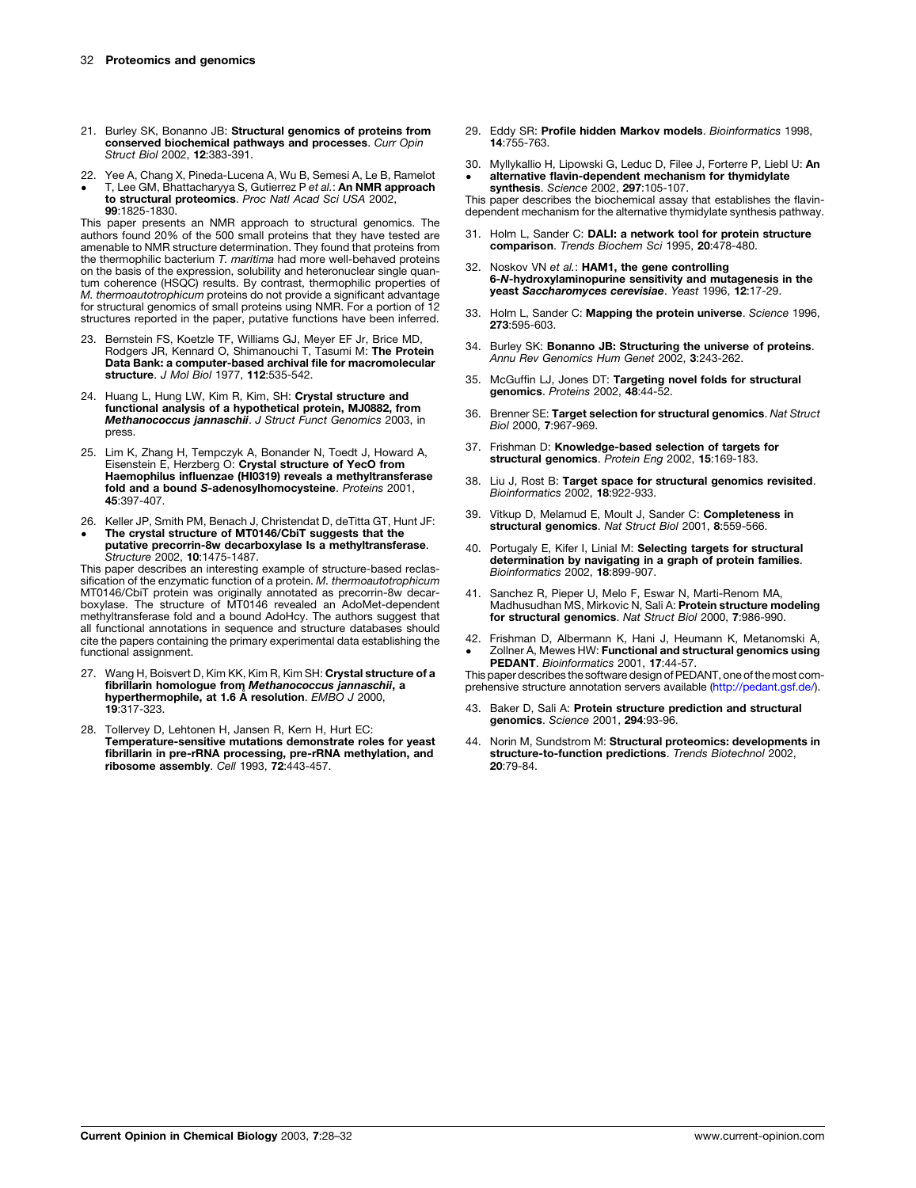21. Burley SK, Bonanno JB: **Structural genomics of proteins from conserved biochemical pathways and processes**. *Curr Opin Struct Biol* 2002, **12**:383-391.

22. • Yee A, Chang X, Pineda-Lucena A, Wu B, Semesi A, Le B, Ramelot T, Lee GM, Bhattacharyya S, Gutierrez P *et al.*: **An NMR approach to structural proteomics**. *Proc Natl Acad Sci USA* 2002, **99**:1825-1830.

This paper presents an NMR approach to structural genomics. The authors found 20% of the 500 small proteins that they have tested are amenable to NMR structure determination. They found that proteins from the thermophilic bacterium *T. maritima* had more well-behaved proteins on the basis of the expression, solubility and heteronuclear single quantum coherence (HSQC) results. By contrast, thermophilic properties of *M. thermoautotrophicum* proteins do not provide a significant advantage for structural genomics of small proteins using NMR. For a portion of 12 structures reported in the paper, putative functions have been inferred.

23. Bernstein FS, Koetzle TF, Williams GJ, Meyer EF Jr, Brice MD, Rodgers JR, Kennard O, Shimanouchi T, Tasumi M: **The Protein Data Bank: a computer-based archival file for macromolecular structure**. *J Mol Biol* 1977, **112**:535-542.

24. Huang L, Hung LW, Kim R, Kim, SH: **Crystal structure and functional analysis of a hypothetical protein, MJ0882, from *Methanococcus jannaschii***. *J Struct Funct Genomics* 2003, in press.

25. Lim K, Zhang H, Tempczyk A, Bonander N, Toedt J, Howard A, Eisenstein E, Herzberg O: **Crystal structure of YecO from Haemophilus influenzae (HI0319) reveals a methyltransferase fold and a bound *S*-adenosylhomocysteine**. *Proteins* 2001, **45**:397-407.

26. • Keller JP, Smith PM, Benach J, Christendat D, deTitta GT, Hunt JF: **The crystal structure of MT0146/CbiT suggests that the putative precorrin-8w decarboxylase Is a methyltransferase**. *Structure* 2002, **10**:1475-1487.

This paper describes an interesting example of structure-based reclassification of the enzymatic function of a protein. *M. thermoautotrophicum* MT0146/CbiT protein was originally annotated as precorrin-8w decarboxylase. The structure of MT0146 revealed an AdoMet-dependent methyltransferase fold and a bound AdoHcy. The authors suggest that all functional annotations in sequence and structure databases should cite the papers containing the primary experimental data establishing the functional assignment.

27. Wang H, Boisvert D, Kim KK, Kim R, Kim SH: **Crystal structure of a fibrillarin homologue from *Methanococcus jannaschii*, a hyperthermophile, at 1.6 Å resolution**. *EMBO J* 2000, **19**:317-323.

28. Tollervey D, Lehtonen H, Jansen R, Kern H, Hurt EC: **Temperature-sensitive mutations demonstrate roles for yeast fibrillarin in pre-rRNA processing, pre-rRNA methylation, and ribosome assembly**. *Cell* 1993, **72**:443-457.

29. Eddy SR: **Profile hidden Markov models**. *Bioinformatics* 1998, **14**:755-763.

30. • Myllykallio H, Lipowski G, Leduc D, Filee J, Forterre P, Liebl U: **An alternative flavin-dependent mechanism for thymidylate synthesis**. *Science* 2002, **297**:105-107.

This paper describes the biochemical assay that establishes the flavin-dependent mechanism for the alternative thymidylate synthesis pathway.

31. Holm L, Sander C: **DALI: a network tool for protein structure comparison**. *Trends Biochem Sci* 1995, **20**:478-480.

32. Noskov VN *et al.*: **HAM1, the gene controlling 6-*N*-hydroxylaminopurine sensitivity and mutagenesis in the yeast *Saccharomyces cerevisiae***. *Yeast* 1996, **12**:17-29.

33. Holm L, Sander C: **Mapping the protein universe**. *Science* 1996, **273**:595-603.

34. Burley SK: **Bonanno JB: Structuring the universe of proteins**. *Annu Rev Genomics Hum Genet* 2002, **3**:243-262.

35. McGuffin LJ, Jones DT: **Targeting novel folds for structural genomics**. *Proteins* 2002, **48**:44-52.

36. Brenner SE: **Target selection for structural genomics**. *Nat Struct Biol* 2000, **7**:967-969.

37. Frishman D: **Knowledge-based selection of targets for structural genomics**. *Protein Eng* 2002, **15**:169-183.

38. Liu J, Rost B: **Target space for structural genomics revisited**. *Bioinformatics* 2002, **18**:922-933.

39. Vitkup D, Melamud E, Moult J, Sander C: **Completeness in structural genomics**. *Nat Struct Biol* 2001, **8**:559-566.

40. Portugaly E, Kifer I, Linial M: **Selecting targets for structural determination by navigating in a graph of protein families**. *Bioinformatics* 2002, **18**:899-907.

41. Sanchez R, Pieper U, Melo F, Eswar N, Marti-Renom MA, Madhusudhan MS, Mirkovic N, Sali A: **Protein structure modeling for structural genomics**. *Nat Struct Biol* 2000, **7**:986-990.

42. • Frishman D, Albermann K, Hani J, Heumann K, Metanomski A, Zollner A, Mewes HW: **Functional and structural genomics using PEDANT**. *Bioinformatics* 2001, **17**:44-57.

This paper describes the software design of PEDANT, one of the most comprehensive structure annotation servers available (http://pedant.gsf.de/).

43. Baker D, Sali A: **Protein structure prediction and structural genomics**. *Science* 2001, **294**:93-96.

44. Norin M, Sundstrom M: **Structural proteomics: developments in structure-to-function predictions**. *Trends Biotechnol* 2002, **20**:79-84.